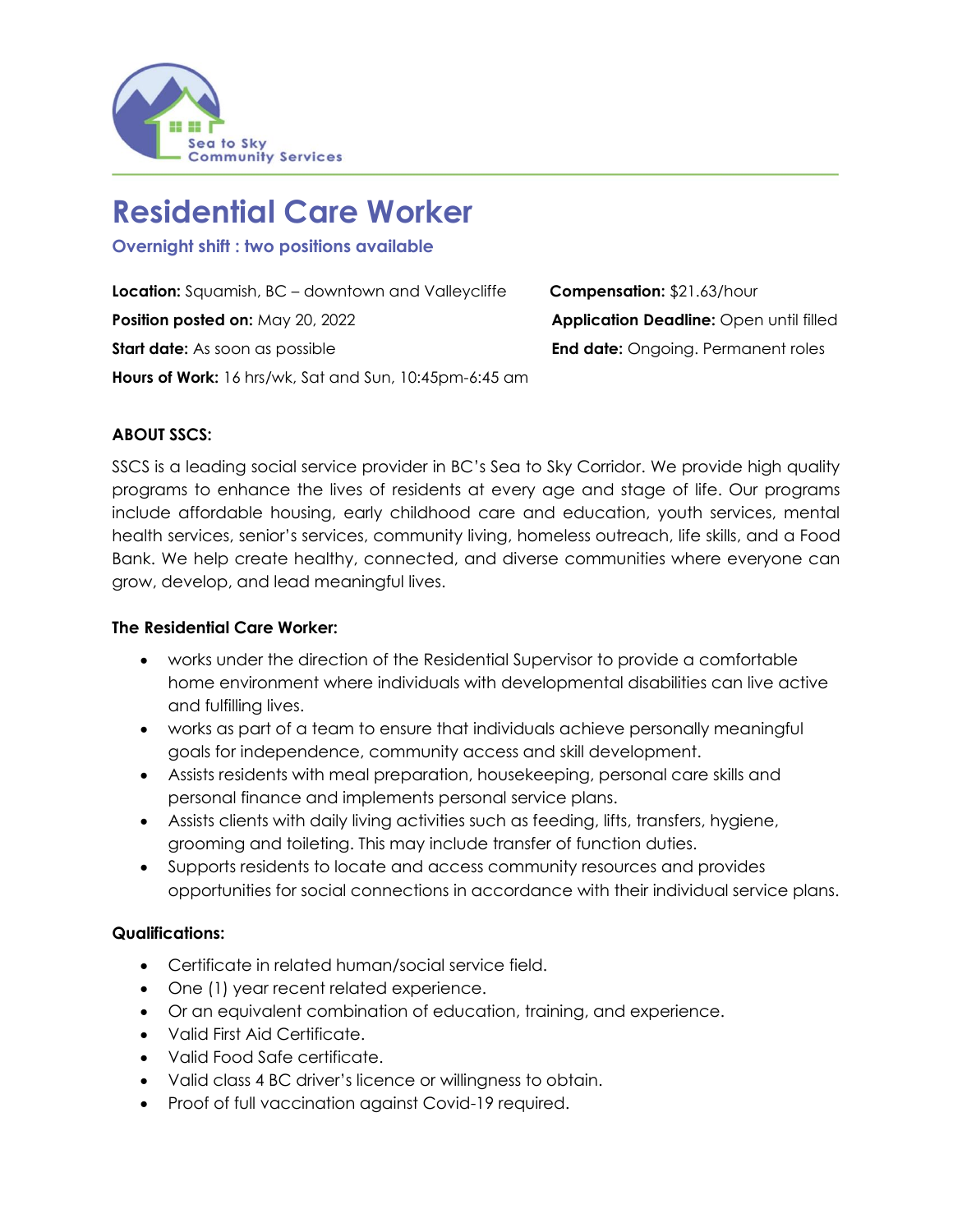Sea to Sky Community Services

# Residential Care Worker

### Overnight shift : two positions available

**Location:** Squamish, BC – downtown and Valleycliffe

**Compensation:** $21.63/hour

**Position posted on:** May 20, 2022

**Application Deadline:** Open until filled

**Start date:** As soon as possible

**End date:** Ongoing. Permanent roles

**Hours of Work:** 16 hrs/wk, Sat and Sun, 10:45pm-6:45 am

**ABOUT SSCS:**

SSCS is a leading social service provider in BC's Sea to Sky Corridor. We provide high quality programs to enhance the lives of residents at every age and stage of life. Our programs include affordable housing, early childhood care and education, youth services, mental health services, senior's services, community living, homeless outreach, life skills, and a Food Bank. We help create healthy, connected, and diverse communities where everyone can grow, develop, and lead meaningful lives.

**The Residential Care Worker:**

- works under the direction of the Residential Supervisor to provide a comfortable home environment where individuals with developmental disabilities can live active and fulfilling lives.
- works as part of a team to ensure that individuals achieve personally meaningful goals for independence, community access and skill development.
- Assists residents with meal preparation, housekeeping, personal care skills and personal finance and implements personal service plans.
- Assists clients with daily living activities such as feeding, lifts, transfers, hygiene, grooming and toileting. This may include transfer of function duties.
- Supports residents to locate and access community resources and provides opportunities for social connections in accordance with their individual service plans.

**Qualifications:**

- Certificate in related human/social service field.
- One (1) year recent related experience.
- Or an equivalent combination of education, training, and experience.
- Valid First Aid Certificate.
- Valid Food Safe certificate.
- Valid class 4 BC driver's licence or willingness to obtain.
- Proof of full vaccination against Covid-19 required.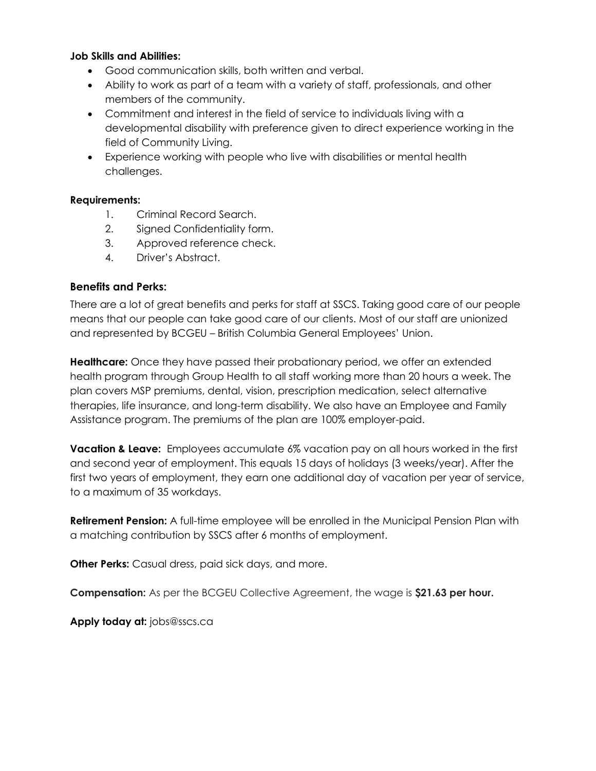**Job Skills and Abilities:**

- Good communication skills, both written and verbal.
- Ability to work as part of a team with a variety of staff, professionals, and other members of the community.
- Commitment and interest in the field of service to individuals living with a developmental disability with preference given to direct experience working in the field of Community Living.
- Experience working with people who live with disabilities or mental health challenges.

**Requirements:**

1. Criminal Record Search.
2. Signed Confidentiality form.
3. Approved reference check.
4. Driver's Abstract.

**Benefits and Perks:**

There are a lot of great benefits and perks for staff at SSCS. Taking good care of our people means that our people can take good care of our clients. Most of our staff are unionized and represented by BCGEU – British Columbia General Employees' Union.

**Healthcare:** Once they have passed their probationary period, we offer an extended health program through Group Health to all staff working more than 20 hours a week. The plan covers MSP premiums, dental, vision, prescription medication, select alternative therapies, life insurance, and long-term disability. We also have an Employee and Family Assistance program. The premiums of the plan are 100% employer-paid.

**Vacation & Leave:** Employees accumulate 6% vacation pay on all hours worked in the first and second year of employment. This equals 15 days of holidays (3 weeks/year). After the first two years of employment, they earn one additional day of vacation per year of service, to a maximum of 35 workdays.

**Retirement Pension:** A full-time employee will be enrolled in the Municipal Pension Plan with a matching contribution by SSCS after 6 months of employment.

**Other Perks:** Casual dress, paid sick days, and more.

**Compensation:** As per the BCGEU Collective Agreement, the wage is **$21.63 per hour.**

**Apply today at:** jobs@sscs.ca